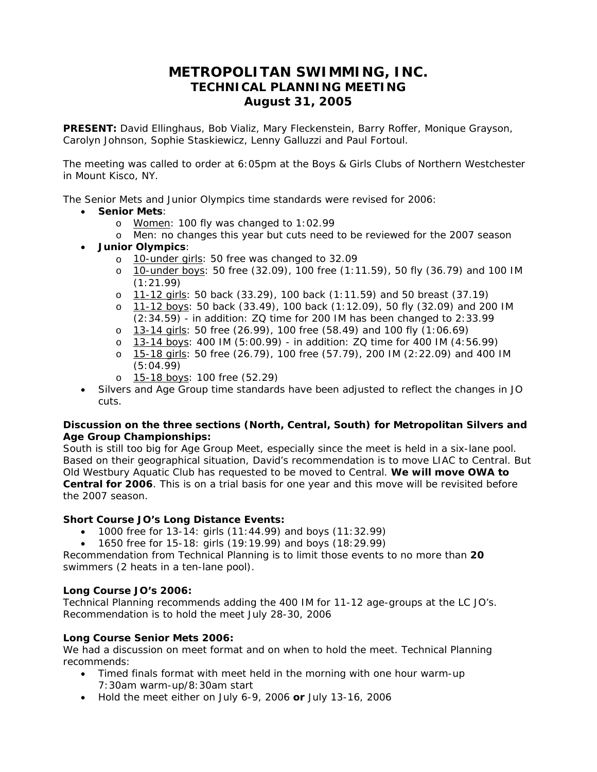# METROPOLITAN SWIMMING, INC.
## TECHNICAL PLANNING MEETING
## August 31, 2005

**PRESENT:** David Ellinghaus, Bob Vializ, Mary Fleckenstein, Barry Roffer, Monique Grayson, Carolyn Johnson, Sophie Staskiewicz, Lenny Galluzzi and Paul Fortoul.

The meeting was called to order at 6:05pm at the Boys & Girls Clubs of Northern Westchester in Mount Kisco, NY.

The Senior Mets and Junior Olympics time standards were revised for 2006:

- **Senior Mets**:
  - Women: 100 fly was changed to 1:02.99
  - Men: no changes this year but cuts need to be reviewed for the 2007 season
- **Junior Olympics**:
  - 10-under girls: 50 free was changed to 32.09
  - 10-under boys: 50 free (32.09), 100 free (1:11.59), 50 fly (36.79) and 100 IM (1:21.99)
  - 11-12 girls: 50 back (33.29), 100 back (1:11.59) and 50 breast (37.19)
  - 11-12 boys: 50 back (33.49), 100 back (1:12.09), 50 fly (32.09) and 200 IM (2:34.59) - in addition: ZQ time for 200 IM has been changed to 2:33.99
  - 13-14 girls: 50 free (26.99), 100 free (58.49) and 100 fly (1:06.69)
  - 13-14 boys: 400 IM (5:00.99) - in addition: ZQ time for 400 IM (4:56.99)
  - 15-18 girls: 50 free (26.79), 100 free (57.79), 200 IM (2:22.09) and 400 IM (5:04.99)
  - 15-18 boys: 100 free (52.29)
- Silvers and Age Group time standards have been adjusted to reflect the changes in JO cuts.

**Discussion on the three sections (North, Central, South) for Metropolitan Silvers and Age Group Championships:**

South is still too big for Age Group Meet, especially since the meet is held in a six-lane pool. Based on their geographical situation, David's recommendation is to move LIAC to Central. But Old Westbury Aquatic Club has requested to be moved to Central. **We will move OWA to Central for 2006**. This is on a trial basis for one year and this move will be revisited before the 2007 season.

**Short Course JO's Long Distance Events:**

- 1000 free for 13-14: girls (11:44.99) and boys (11:32.99)
- 1650 free for 15-18: girls (19:19.99) and boys (18:29.99)

Recommendation from Technical Planning is to limit those events to no more than **20** swimmers (2 heats in a ten-lane pool).

**Long Course JO's 2006:**

Technical Planning recommends adding the 400 IM for 11-12 age-groups at the LC JO's. Recommendation is to hold the meet July 28-30, 2006

**Long Course Senior Mets 2006:**

We had a discussion on meet format and on when to hold the meet. Technical Planning recommends:

- Timed finals format with meet held in the morning with one hour warm-up 7:30am warm-up/8:30am start
- Hold the meet either on July 6-9, 2006 **or** July 13-16, 2006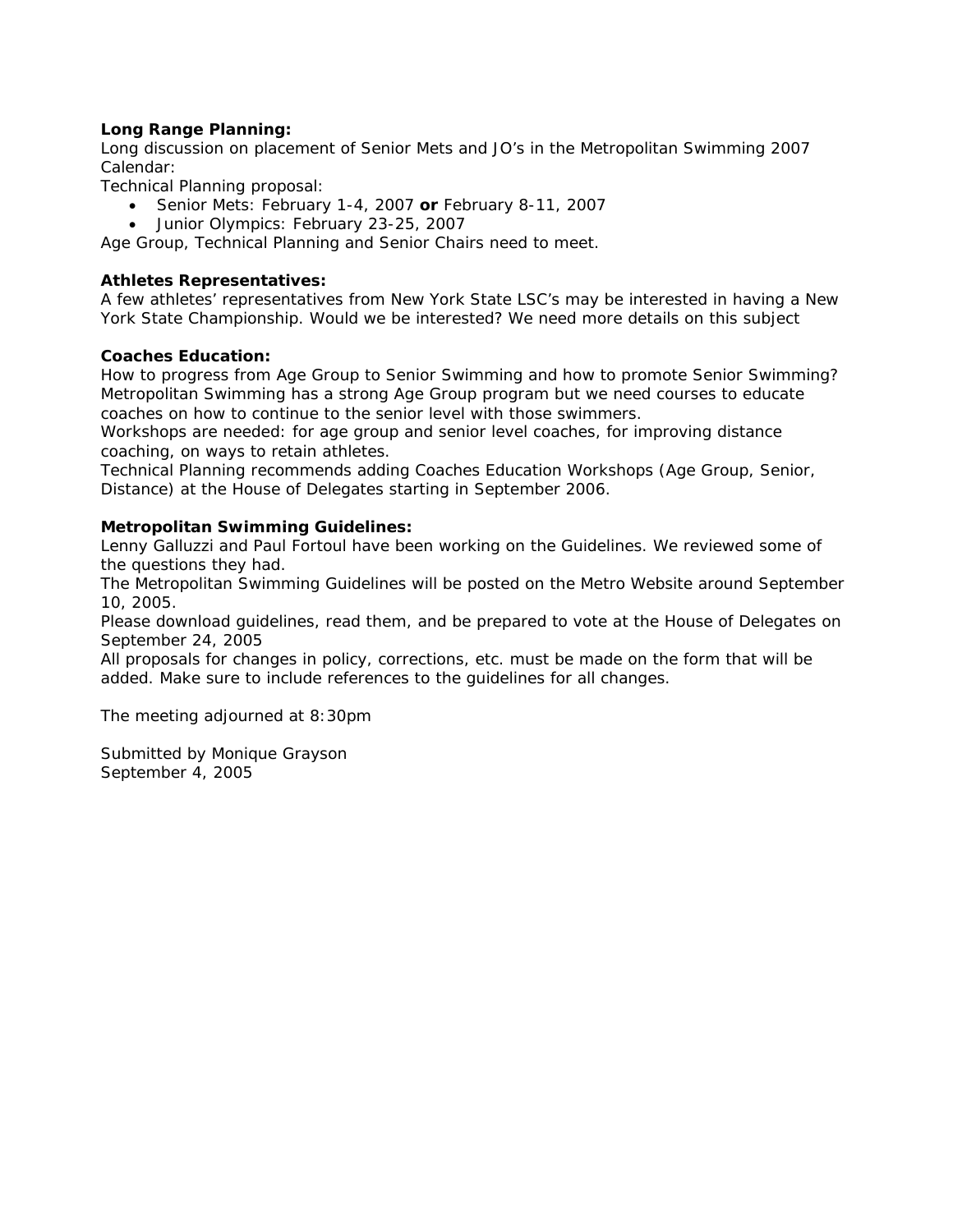**Long Range Planning:**

Long discussion on placement of Senior Mets and JO's in the Metropolitan Swimming 2007 Calendar:

Technical Planning proposal:

- Senior Mets: February 1-4, 2007 **or** February 8-11, 2007
- Junior Olympics: February 23-25, 2007

Age Group, Technical Planning and Senior Chairs need to meet.

**Athletes Representatives:**

A few athletes' representatives from New York State LSC's may be interested in having a New York State Championship. Would we be interested? We need more details on this subject

**Coaches Education:**

How to progress from Age Group to Senior Swimming and how to promote Senior Swimming? Metropolitan Swimming has a strong Age Group program but we need courses to educate coaches on how to continue to the senior level with those swimmers.

Workshops are needed: for age group and senior level coaches, for improving distance coaching, on ways to retain athletes.

Technical Planning recommends adding Coaches Education Workshops (Age Group, Senior, Distance) at the House of Delegates starting in September 2006.

**Metropolitan Swimming Guidelines:**

Lenny Galluzzi and Paul Fortoul have been working on the Guidelines. We reviewed some of the questions they had.

The Metropolitan Swimming Guidelines will be posted on the Metro Website around September 10, 2005.

Please download guidelines, read them, and be prepared to vote at the House of Delegates on September 24, 2005

All proposals for changes in policy, corrections, etc. must be made on the form that will be added. Make sure to include references to the guidelines for all changes.

The meeting adjourned at 8:30pm

Submitted by Monique Grayson
September 4, 2005